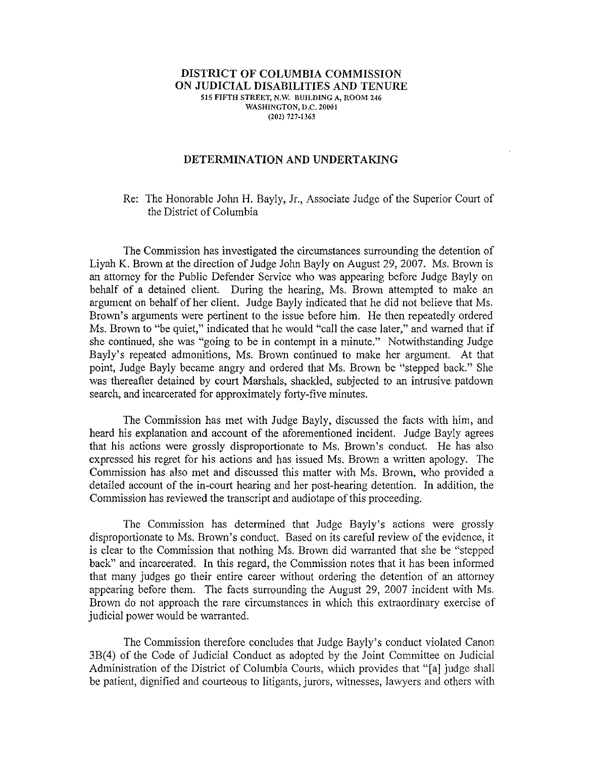# DISTRICT OF COLUMBIA COMMISSION ON JUDICIAL DISABILITIES AND TENURE

515 FIFTH STREET, N.W. BUILDING A, ROOM 246
WASHINGTON, D.C. 20001
(202) 727-1363

## DETERMINATION AND UNDERTAKING

Re: The Honorable John H. Bayly, Jr., Associate Judge of the Superior Court of the District of Columbia

The Commission has investigated the circumstances surrounding the detention of Liyah K. Brown at the direction of Judge John Bayly on August 29, 2007. Ms. Brown is an attorney for the Public Defender Service who was appearing before Judge Bayly on behalf of a detained client. During the hearing, Ms. Brown attempted to make an argument on behalf of her client. Judge Bayly indicated that he did not believe that Ms. Brown's arguments were pertinent to the issue before him. He then repeatedly ordered Ms. Brown to "be quiet," indicated that he would "call the case later," and warned that if she continued, she was "going to be in contempt in a minute." Notwithstanding Judge Bayly's repeated admonitions, Ms. Brown continued to make her argument. At that point, Judge Bayly became angry and ordered that Ms. Brown be "stepped back." She was thereafter detained by court Marshals, shackled, subjected to an intrusive patdown search, and incarcerated for approximately forty-five minutes.

The Commission has met with Judge Bayly, discussed the facts with him, and heard his explanation and account of the aforementioned incident. Judge Bayly agrees that his actions were grossly disproportionate to Ms. Brown's conduct. He has also expressed his regret for his actions and has issued Ms. Brown a written apology. The Commission has also met and discussed this matter with Ms. Brown, who provided a detailed account of the in-court hearing and her post-hearing detention. In addition, the Commission has reviewed the transcript and audiotape of this proceeding.

The Commission has determined that Judge Bayly's actions were grossly disproportionate to Ms. Brown's conduct. Based on its careful review of the evidence, it is clear to the Commission that nothing Ms. Brown did warranted that she be "stepped back" and incarcerated. In this regard, the Commission notes that it has been informed that many judges go their entire career without ordering the detention of an attorney appearing before them. The facts surrounding the August 29, 2007 incident with Ms. Brown do not approach the rare circumstances in which this extraordinary exercise of judicial power would be warranted.

The Commission therefore concludes that Judge Bayly's conduct violated Canon 3B(4) of the Code of Judicial Conduct as adopted by the Joint Committee on Judicial Administration of the District of Columbia Courts, which provides that "[a] judge shall be patient, dignified and courteous to litigants, jurors, witnesses, lawyers and others with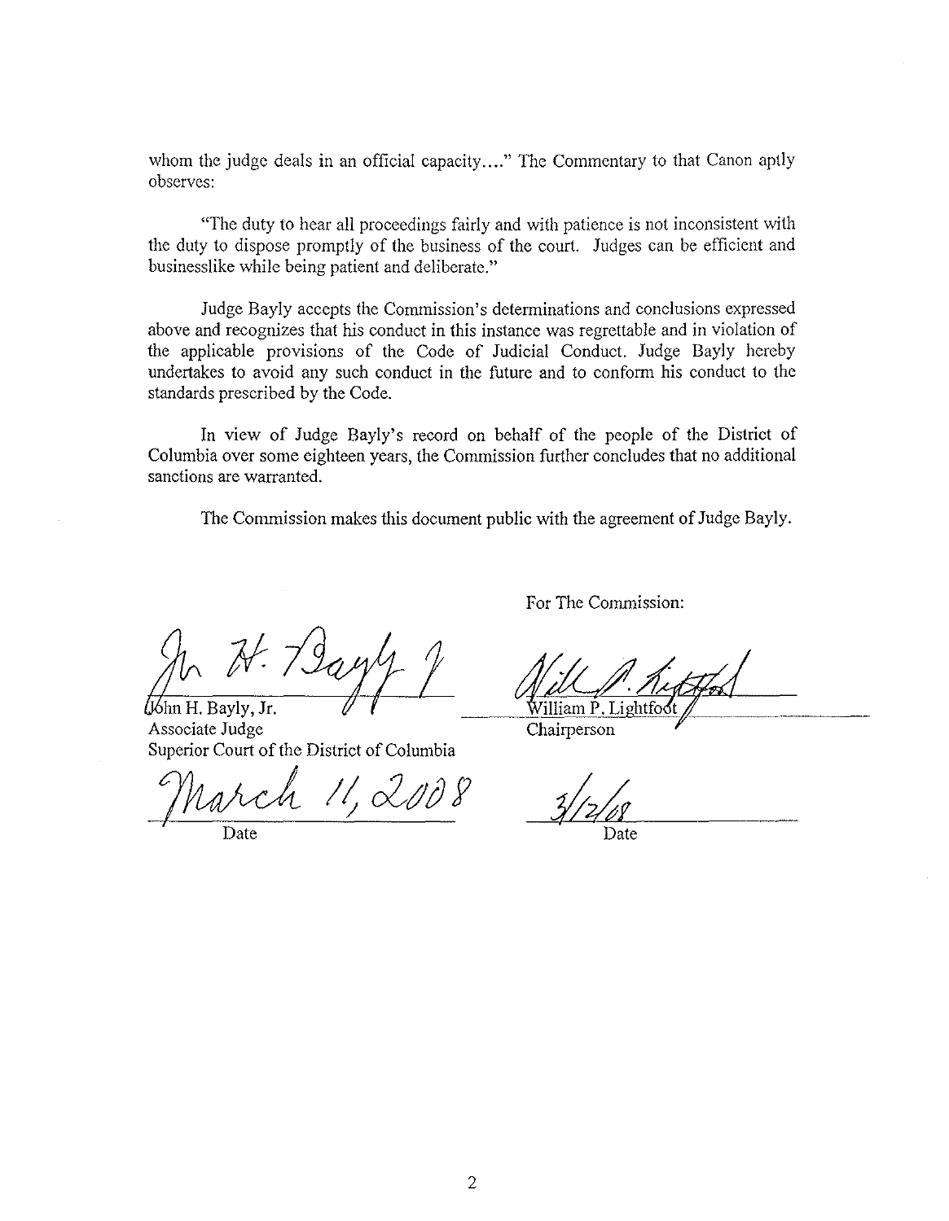whom the judge deals in an official capacity...." The Commentary to that Canon aptly observes:

"The duty to hear all proceedings fairly and with patience is not inconsistent with the duty to dispose promptly of the business of the court. Judges can be efficient and businesslike while being patient and deliberate."

Judge Bayly accepts the Commission's determinations and conclusions expressed above and recognizes that his conduct in this instance was regrettable and in violation of the applicable provisions of the Code of Judicial Conduct. Judge Bayly hereby undertakes to avoid any such conduct in the future and to conform his conduct to the standards prescribed by the Code.

In view of Judge Bayly's record on behalf of the people of the District of Columbia over some eighteen years, the Commission further concludes that no additional sanctions are warranted.

The Commission makes this document public with the agreement of Judge Bayly.

For The Commission:

John H. Bayly, Jr.
Associate Judge
Superior Court of the District of Columbia

March 11, 2008
Date

William P. Lightfoot
Chairperson

3/12/08
Date